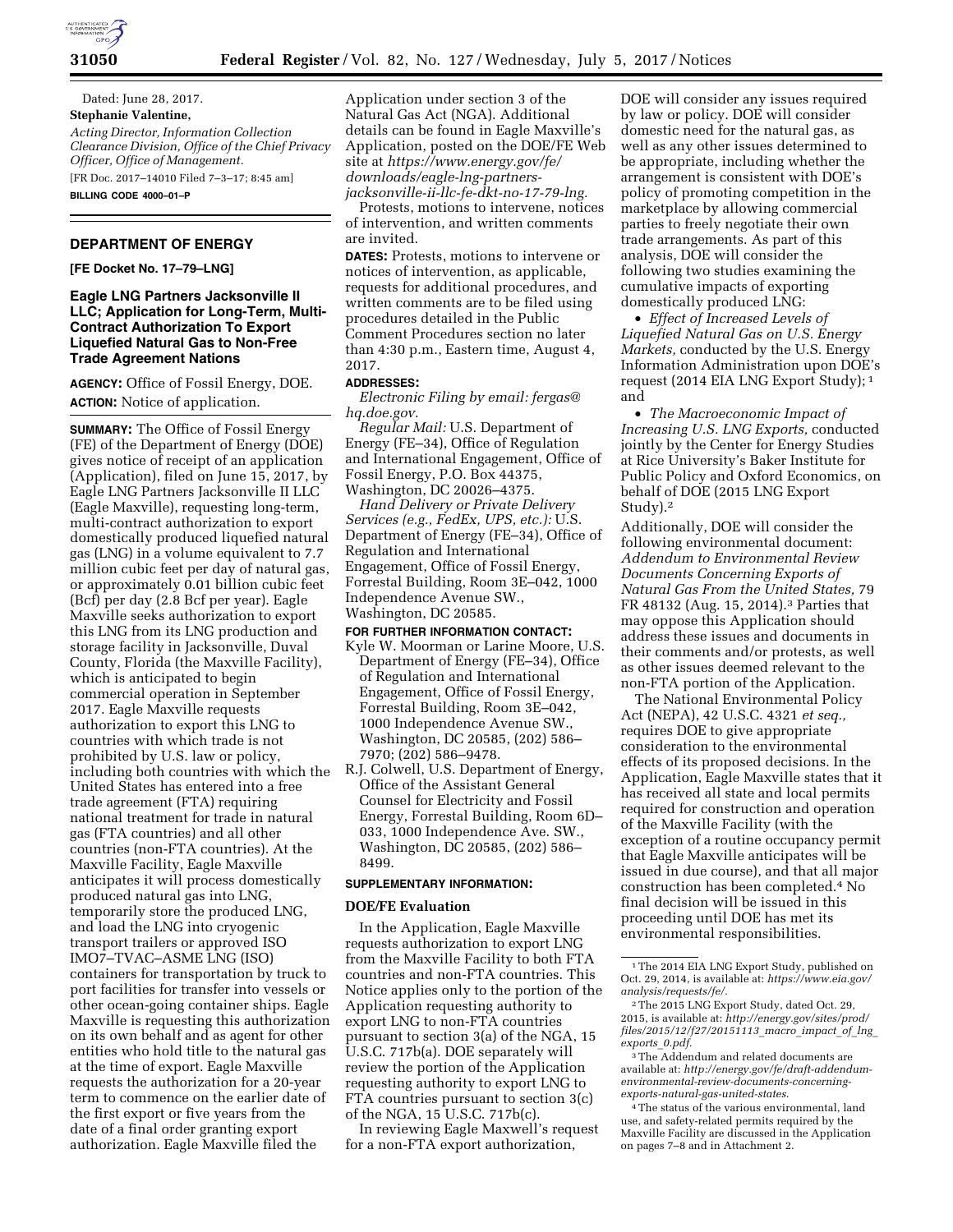Dated: June 28, 2017.

**Stephanie Valentine,**

*Acting Director, Information Collection Clearance Division, Office of the Chief Privacy Officer, Office of Management.*

[FR Doc. 2017–14010 Filed 7–3–17; 8:45 am]

**BILLING CODE 4000–01–P**

## DEPARTMENT OF ENERGY

**[FE Docket No. 17–79–LNG]**

## Eagle LNG Partners Jacksonville II LLC; Application for Long-Term, Multi-Contract Authorization To Export Liquefied Natural Gas to Non-Free Trade Agreement Nations

**AGENCY:** Office of Fossil Energy, DOE.

**ACTION:** Notice of application.

**SUMMARY:** The Office of Fossil Energy (FE) of the Department of Energy (DOE) gives notice of receipt of an application (Application), filed on June 15, 2017, by Eagle LNG Partners Jacksonville II LLC (Eagle Maxville), requesting long-term, multi-contract authorization to export domestically produced liquefied natural gas (LNG) in a volume equivalent to 7.7 million cubic feet per day of natural gas, or approximately 0.01 billion cubic feet (Bcf) per day (2.8 Bcf per year). Eagle Maxville seeks authorization to export this LNG from its LNG production and storage facility in Jacksonville, Duval County, Florida (the Maxville Facility), which is anticipated to begin commercial operation in September 2017. Eagle Maxville requests authorization to export this LNG to countries with which trade is not prohibited by U.S. law or policy, including both countries with which the United States has entered into a free trade agreement (FTA) requiring national treatment for trade in natural gas (FTA countries) and all other countries (non-FTA countries). At the Maxville Facility, Eagle Maxville anticipates it will process domestically produced natural gas into LNG, temporarily store the produced LNG, and load the LNG into cryogenic transport trailers or approved ISO IMO7–TVAC–ASME LNG (ISO) containers for transportation by truck to port facilities for transfer into vessels or other ocean-going container ships. Eagle Maxville is requesting this authorization on its own behalf and as agent for other entities who hold title to the natural gas at the time of export. Eagle Maxville requests the authorization for a 20-year term to commence on the earlier date of the first export or five years from the date of a final order granting export authorization. Eagle Maxville filed the Application under section 3 of the Natural Gas Act (NGA). Additional details can be found in Eagle Maxville's Application, posted on the DOE/FE Web site at *https://www.energy.gov/fe/downloads/eagle-lng-partners-jacksonville-ii-llc-fe-dkt-no-17-79-lng.*

Protests, motions to intervene, notices of intervention, and written comments are invited.

**DATES:** Protests, motions to intervene or notices of intervention, as applicable, requests for additional procedures, and written comments are to be filed using procedures detailed in the Public Comment Procedures section no later than 4:30 p.m., Eastern time, August 4, 2017.

**ADDRESSES:**

*Electronic Filing by email: fergas@hq.doe.gov.*

*Regular Mail:* U.S. Department of Energy (FE–34), Office of Regulation and International Engagement, Office of Fossil Energy, P.O. Box 44375, Washington, DC 20026–4375.

*Hand Delivery or Private Delivery Services (e.g., FedEx, UPS, etc.):* U.S. Department of Energy (FE–34), Office of Regulation and International Engagement, Office of Fossil Energy, Forrestal Building, Room 3E–042, 1000 Independence Avenue SW., Washington, DC 20585.

**FOR FURTHER INFORMATION CONTACT:**

Kyle W. Moorman or Larine Moore, U.S. Department of Energy (FE–34), Office of Regulation and International Engagement, Office of Fossil Energy, Forrestal Building, Room 3E–042, 1000 Independence Avenue SW., Washington, DC 20585, (202) 586–7970; (202) 586–9478.

R.J. Colwell, U.S. Department of Energy, Office of the Assistant General Counsel for Electricity and Fossil Energy, Forrestal Building, Room 6D–033, 1000 Independence Ave. SW., Washington, DC 20585, (202) 586–8499.

**SUPPLEMENTARY INFORMATION:**

### DOE/FE Evaluation

In the Application, Eagle Maxville requests authorization to export LNG from the Maxville Facility to both FTA countries and non-FTA countries. This Notice applies only to the portion of the Application requesting authority to export LNG to non-FTA countries pursuant to section 3(a) of the NGA, 15 U.S.C. 717b(a). DOE separately will review the portion of the Application requesting authority to export LNG to FTA countries pursuant to section 3(c) of the NGA, 15 U.S.C. 717b(c).

In reviewing Eagle Maxwell's request for a non-FTA export authorization, DOE will consider any issues required by law or policy. DOE will consider domestic need for the natural gas, as well as any other issues determined to be appropriate, including whether the arrangement is consistent with DOE's policy of promoting competition in the marketplace by allowing commercial parties to freely negotiate their own trade arrangements. As part of this analysis, DOE will consider the following two studies examining the cumulative impacts of exporting domestically produced LNG:

- *Effect of Increased Levels of Liquefied Natural Gas on U.S. Energy Markets,* conducted by the U.S. Energy Information Administration upon DOE's request (2014 EIA LNG Export Study); [1] and
- *The Macroeconomic Impact of Increasing U.S. LNG Exports,* conducted jointly by the Center for Energy Studies at Rice University's Baker Institute for Public Policy and Oxford Economics, on behalf of DOE (2015 LNG Export Study).[2]

Additionally, DOE will consider the following environmental document: *Addendum to Environmental Review Documents Concerning Exports of Natural Gas From the United States,* 79 FR 48132 (Aug. 15, 2014).[3] Parties that may oppose this Application should address these issues and documents in their comments and/or protests, as well as other issues deemed relevant to the non-FTA portion of the Application.

The National Environmental Policy Act (NEPA), 42 U.S.C. 4321 *et seq.,* requires DOE to give appropriate consideration to the environmental effects of its proposed decisions. In the Application, Eagle Maxville states that it has received all state and local permits required for construction and operation of the Maxville Facility (with the exception of a routine occupancy permit that Eagle Maxville anticipates will be issued in due course), and that all major construction has been completed.[4] No final decision will be issued in this proceeding until DOE has met its environmental responsibilities.

---

[1] The 2014 EIA LNG Export Study, published on Oct. 29, 2014, is available at: *https://www.eia.gov/analysis/requests/fe/.*

[2] The 2015 LNG Export Study, dated Oct. 29, 2015, is available at: *http://energy.gov/sites/prod/files/2015/12/f27/20151113_macro_impact_of_lng_exports_0.pdf.*

[3] The Addendum and related documents are available at: *http://energy.gov/fe/draft-addendum-environmental-review-documents-concerning-exports-natural-gas-united-states.*

[4] The status of the various environmental, land use, and safety-related permits required by the Maxville Facility are discussed in the Application on pages 7–8 and in Attachment 2.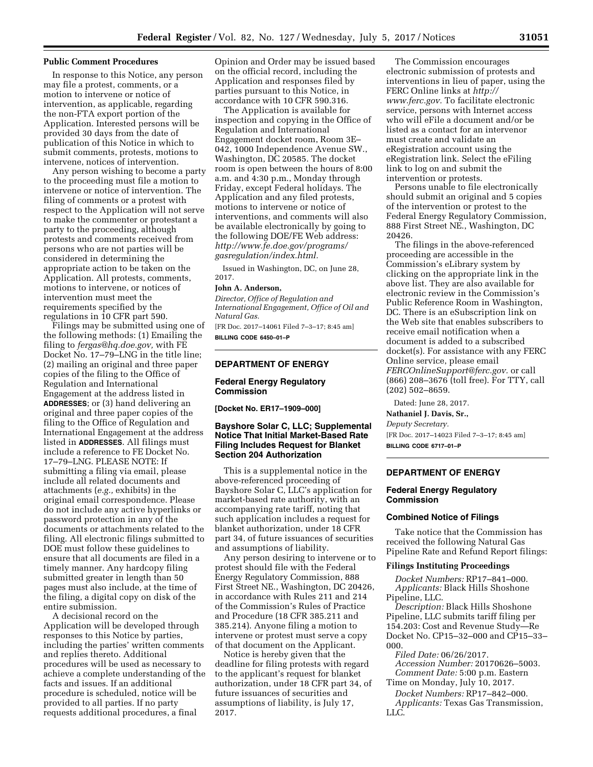## Public Comment Procedures

In response to this Notice, any person may file a protest, comments, or a motion to intervene or notice of intervention, as applicable, regarding the non-FTA export portion of the Application. Interested persons will be provided 30 days from the date of publication of this Notice in which to submit comments, protests, motions to intervene, notices of intervention.

Any person wishing to become a party to the proceeding must file a motion to intervene or notice of intervention. The filing of comments or a protest with respect to the Application will not serve to make the commenter or protestant a party to the proceeding, although protests and comments received from persons who are not parties will be considered in determining the appropriate action to be taken on the Application. All protests, comments, motions to intervene, or notices of intervention must meet the requirements specified by the regulations in 10 CFR part 590.

Filings may be submitted using one of the following methods: (1) Emailing the filing to *fergas@hq.doe.gov,* with FE Docket No. 17–79–LNG in the title line; (2) mailing an original and three paper copies of the filing to the Office of Regulation and International Engagement at the address listed in **ADDRESSES**; or (3) hand delivering an original and three paper copies of the filing to the Office of Regulation and International Engagement at the address listed in **ADDRESSES**. All filings must include a reference to FE Docket No. 17–79–LNG. PLEASE NOTE: If submitting a filing via email, please include all related documents and attachments (*e.g.,* exhibits) in the original email correspondence. Please do not include any active hyperlinks or password protection in any of the documents or attachments related to the filing. All electronic filings submitted to DOE must follow these guidelines to ensure that all documents are filed in a timely manner. Any hardcopy filing submitted greater in length than 50 pages must also include, at the time of the filing, a digital copy on disk of the entire submission.

A decisional record on the Application will be developed through responses to this Notice by parties, including the parties' written comments and replies thereto. Additional procedures will be used as necessary to achieve a complete understanding of the facts and issues. If an additional procedure is scheduled, notice will be provided to all parties. If no party requests additional procedures, a final Opinion and Order may be issued based on the official record, including the Application and responses filed by parties pursuant to this Notice, in accordance with 10 CFR 590.316.

The Application is available for inspection and copying in the Office of Regulation and International Engagement docket room, Room 3E–042, 1000 Independence Avenue SW., Washington, DC 20585. The docket room is open between the hours of 8:00 a.m. and 4:30 p.m., Monday through Friday, except Federal holidays. The Application and any filed protests, motions to intervene or notice of interventions, and comments will also be available electronically by going to the following DOE/FE Web address: *http://www.fe.doe.gov/programs/gasregulation/index.html.*

Issued in Washington, DC, on June 28, 2017.

**John A. Anderson,**

*Director, Office of Regulation and International Engagement, Office of Oil and Natural Gas.*

[FR Doc. 2017–14061 Filed 7–3–17; 8:45 am]

**BILLING CODE 6450–01–P**

## DEPARTMENT OF ENERGY

### Federal Energy Regulatory Commission

**[Docket No. ER17–1909–000]**

### Bayshore Solar C, LLC; Supplemental Notice That Initial Market-Based Rate Filing Includes Request for Blanket Section 204 Authorization

This is a supplemental notice in the above-referenced proceeding of Bayshore Solar C, LLC's application for market-based rate authority, with an accompanying rate tariff, noting that such application includes a request for blanket authorization, under 18 CFR part 34, of future issuances of securities and assumptions of liability.

Any person desiring to intervene or to protest should file with the Federal Energy Regulatory Commission, 888 First Street NE., Washington, DC 20426, in accordance with Rules 211 and 214 of the Commission's Rules of Practice and Procedure (18 CFR 385.211 and 385.214). Anyone filing a motion to intervene or protest must serve a copy of that document on the Applicant.

Notice is hereby given that the deadline for filing protests with regard to the applicant's request for blanket authorization, under 18 CFR part 34, of future issuances of securities and assumptions of liability, is July 17, 2017.

The Commission encourages electronic submission of protests and interventions in lieu of paper, using the FERC Online links at *http://www.ferc.gov.* To facilitate electronic service, persons with Internet access who will eFile a document and/or be listed as a contact for an intervenor must create and validate an eRegistration account using the eRegistration link. Select the eFiling link to log on and submit the intervention or protests.

Persons unable to file electronically should submit an original and 5 copies of the intervention or protest to the Federal Energy Regulatory Commission, 888 First Street NE., Washington, DC 20426.

The filings in the above-referenced proceeding are accessible in the Commission's eLibrary system by clicking on the appropriate link in the above list. They are also available for electronic review in the Commission's Public Reference Room in Washington, DC. There is an eSubscription link on the Web site that enables subscribers to receive email notification when a document is added to a subscribed docket(s). For assistance with any FERC Online service, please email *FERCOnlineSupport@ferc.gov.* or call (866) 208–3676 (toll free). For TTY, call (202) 502–8659.

Dated: June 28, 2017.

**Nathaniel J. Davis, Sr.,**

*Deputy Secretary.*

[FR Doc. 2017–14023 Filed 7–3–17; 8:45 am]

**BILLING CODE 6717–01–P**

## DEPARTMENT OF ENERGY

### Federal Energy Regulatory Commission

### Combined Notice of Filings

Take notice that the Commission has received the following Natural Gas Pipeline Rate and Refund Report filings:

#### Filings Instituting Proceedings

*Docket Numbers:* RP17–841–000.
*Applicants:* Black Hills Shoshone Pipeline, LLC.
*Description:* Black Hills Shoshone Pipeline, LLC submits tariff filing per 154.203: Cost and Revenue Study—Re Docket No. CP15–32–000 and CP15–33–000.
*Filed Date:* 06/26/2017.
*Accession Number:* 20170626–5003.
*Comment Date:* 5:00 p.m. Eastern Time on Monday, July 10, 2017.

*Docket Numbers:* RP17–842–000.
*Applicants:* Texas Gas Transmission, LLC.